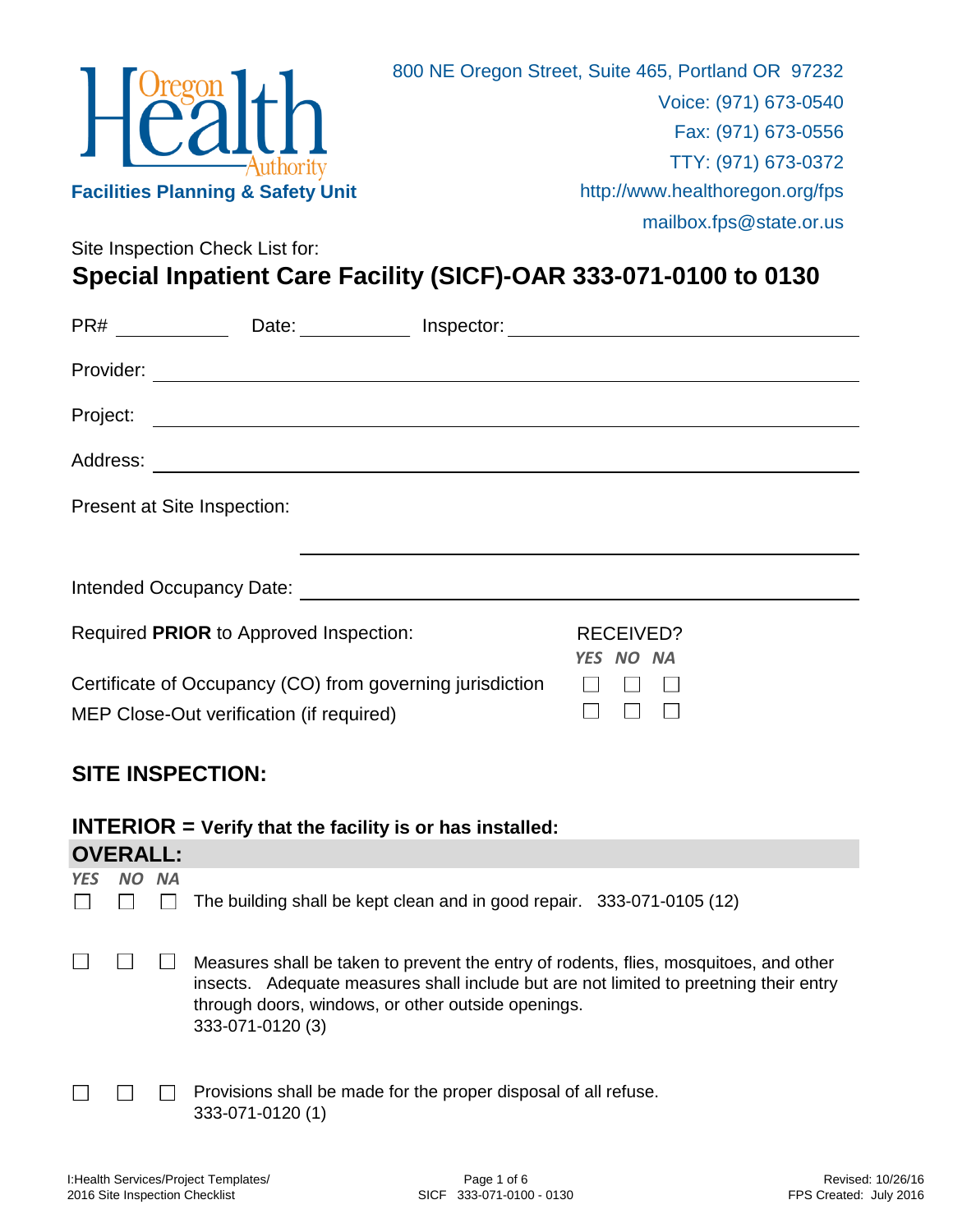**Oregon Health Authority**

**Facilities Planning & Safety Unit**

800 NE Oregon Street, Suite 465, Portland OR 97232
Voice: (971) 673-0540
Fax: (971) 673-0556
TTY: (971) 673-0372
http://www.healthoregon.org/fps
mailbox.fps@state.or.us

Site Inspection Check List for:

# Special Inpatient Care Facility (SICF)-OAR 333-071-0100 to 0130

PR# ____________ Date: ____________ Inspector: ______________________________

Provider: ______________________________________________________________

Project: _______________________________________________________________

Address: _______________________________________________________________

Present at Site Inspection:

_______________________________________________

Intended Occupancy Date: _______________________________________________

Required **PRIOR** to Approved Inspection:

| | RECEIVED? YES | NO | NA |
|---|---|---|---|
| Certificate of Occupancy (CO) from governing jurisdiction | ☐ | ☐ | ☐ |
| MEP Close-Out verification (if required) | ☐ | ☐ | ☐ |

## SITE INSPECTION:

### INTERIOR = Verify that the facility is or has installed:

### OVERALL:

| *YES* | *NO* | *NA* | |
|---|---|---|---|
| ☐ | ☐ | ☐ | The building shall be kept clean and in good repair. 333-071-0105 (12) |
| ☐ | ☐ | ☐ | Measures shall be taken to prevent the entry of rodents, flies, mosquitoes, and other insects. Adequate measures shall include but are not limited to preetning their entry through doors, windows, or other outside openings. 333-071-0120 (3) |
| ☐ | ☐ | ☐ | Provisions shall be made for the proper disposal of all refuse. 333-071-0120 (1) |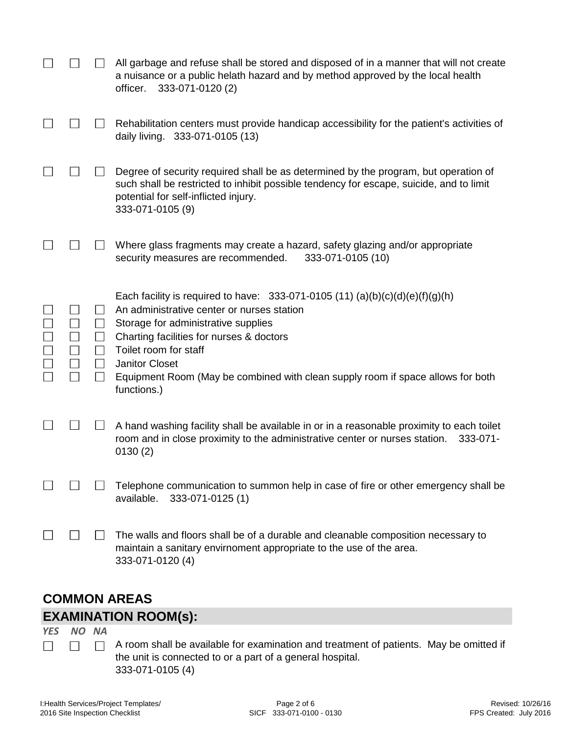☐ ☐ ☐ All garbage and refuse shall be stored and disposed of in a manner that will not create a nuisance or a public helath hazard and by method approved by the local health officer. 333-071-0120 (2)

☐ ☐ ☐ Rehabilitation centers must provide handicap accessibility for the patient's activities of daily living. 333-071-0105 (13)

☐ ☐ ☐ Degree of security required shall be as determined by the program, but operation of such shall be restricted to inhibit possible tendency for escape, suicide, and to limit potential for self-inflicted injury.
333-071-0105 (9)

☐ ☐ ☐ Where glass fragments may create a hazard, safety glazing and/or appropriate security measures are recommended. 333-071-0105 (10)

Each facility is required to have: 333-071-0105 (11) (a)(b)(c)(d)(e)(f)(g)(h)

☐ ☐ ☐ An administrative center or nurses station
☐ ☐ ☐ Storage for administrative supplies
☐ ☐ ☐ Charting facilities for nurses & doctors
☐ ☐ ☐ Toilet room for staff
☐ ☐ ☐ Janitor Closet
☐ ☐ ☐ Equipment Room (May be combined with clean supply room if space allows for both functions.)

☐ ☐ ☐ A hand washing facility shall be available in or in a reasonable proximity to each toilet room and in close proximity to the administrative center or nurses station. 333-071-0130 (2)

☐ ☐ ☐ Telephone communication to summon help in case of fire or other emergency shall be available. 333-071-0125 (1)

☐ ☐ ☐ The walls and floors shall be of a durable and cleanable composition necessary to maintain a sanitary envirnoment appropriate to the use of the area.
333-071-0120 (4)

## COMMON AREAS

## EXAMINATION ROOM(s):

*YES NO NA*

☐ ☐ ☐ A room shall be available for examination and treatment of patients. May be omitted if the unit is connected to or a part of a general hospital.
333-071-0105 (4)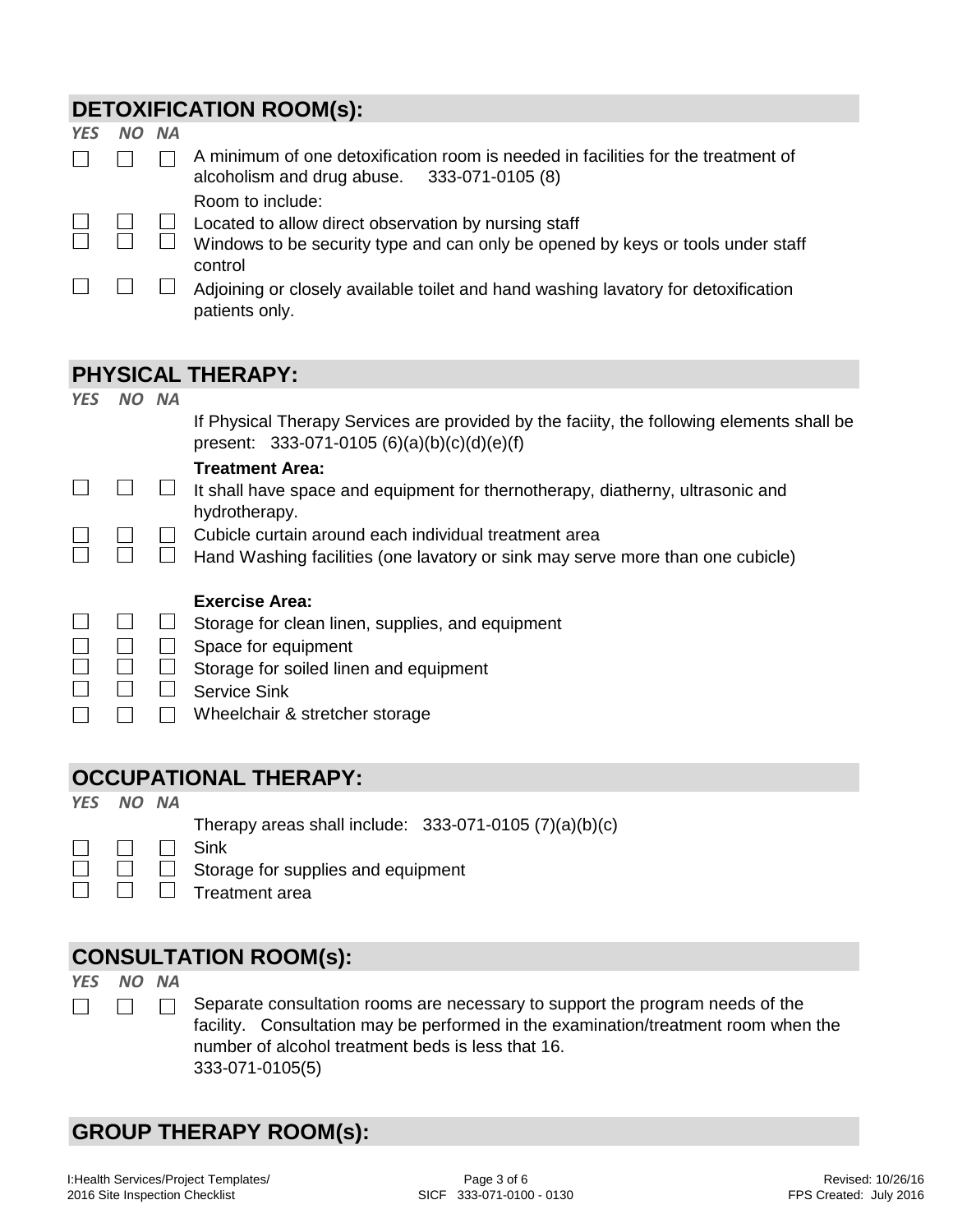## DETOXIFICATION ROOM(s):

| YES | NO | NA | |
|---|---|---|---|
| ☐ | ☐ | ☐ | A minimum of one detoxification room is needed in facilities for the treatment of alcoholism and drug abuse. 333-071-0105 (8) |
| | | | Room to include: |
| ☐ | ☐ | ☐ | Located to allow direct observation by nursing staff |
| ☐ | ☐ | ☐ | Windows to be security type and can only be opened by keys or tools under staff control |
| ☐ | ☐ | ☐ | Adjoining or closely available toilet and hand washing lavatory for detoxification patients only. |

## PHYSICAL THERAPY:

| YES | NO | NA | |
|---|---|---|---|
| | | | If Physical Therapy Services are provided by the faciity, the following elements shall be present: 333-071-0105 (6)(a)(b)(c)(d)(e)(f) |
| | | | **Treatment Area:** |
| ☐ | ☐ | ☐ | It shall have space and equipment for thernotherapy, diatherny, ultrasonic and hydrotherapy. |
| ☐ | ☐ | ☐ | Cubicle curtain around each individual treatment area |
| ☐ | ☐ | ☐ | Hand Washing facilities (one lavatory or sink may serve more than one cubicle) |
| | | | **Exercise Area:** |
| ☐ | ☐ | ☐ | Storage for clean linen, supplies, and equipment |
| ☐ | ☐ | ☐ | Space for equipment |
| ☐ | ☐ | ☐ | Storage for soiled linen and equipment |
| ☐ | ☐ | ☐ | Service Sink |
| ☐ | ☐ | ☐ | Wheelchair & stretcher storage |

## OCCUPATIONAL THERAPY:

| YES | NO | NA | |
|---|---|---|---|
| | | | Therapy areas shall include: 333-071-0105 (7)(a)(b)(c) |
| ☐ | ☐ | ☐ | Sink |
| ☐ | ☐ | ☐ | Storage for supplies and equipment |
| ☐ | ☐ | ☐ | Treatment area |

## CONSULTATION ROOM(s):

| YES | NO | NA | |
|---|---|---|---|
| ☐ | ☐ | ☐ | Separate consultation rooms are necessary to support the program needs of the facility. Consultation may be performed in the examination/treatment room when the number of alcohol treatment beds is less that 16. 333-071-0105(5) |

## GROUP THERAPY ROOM(s):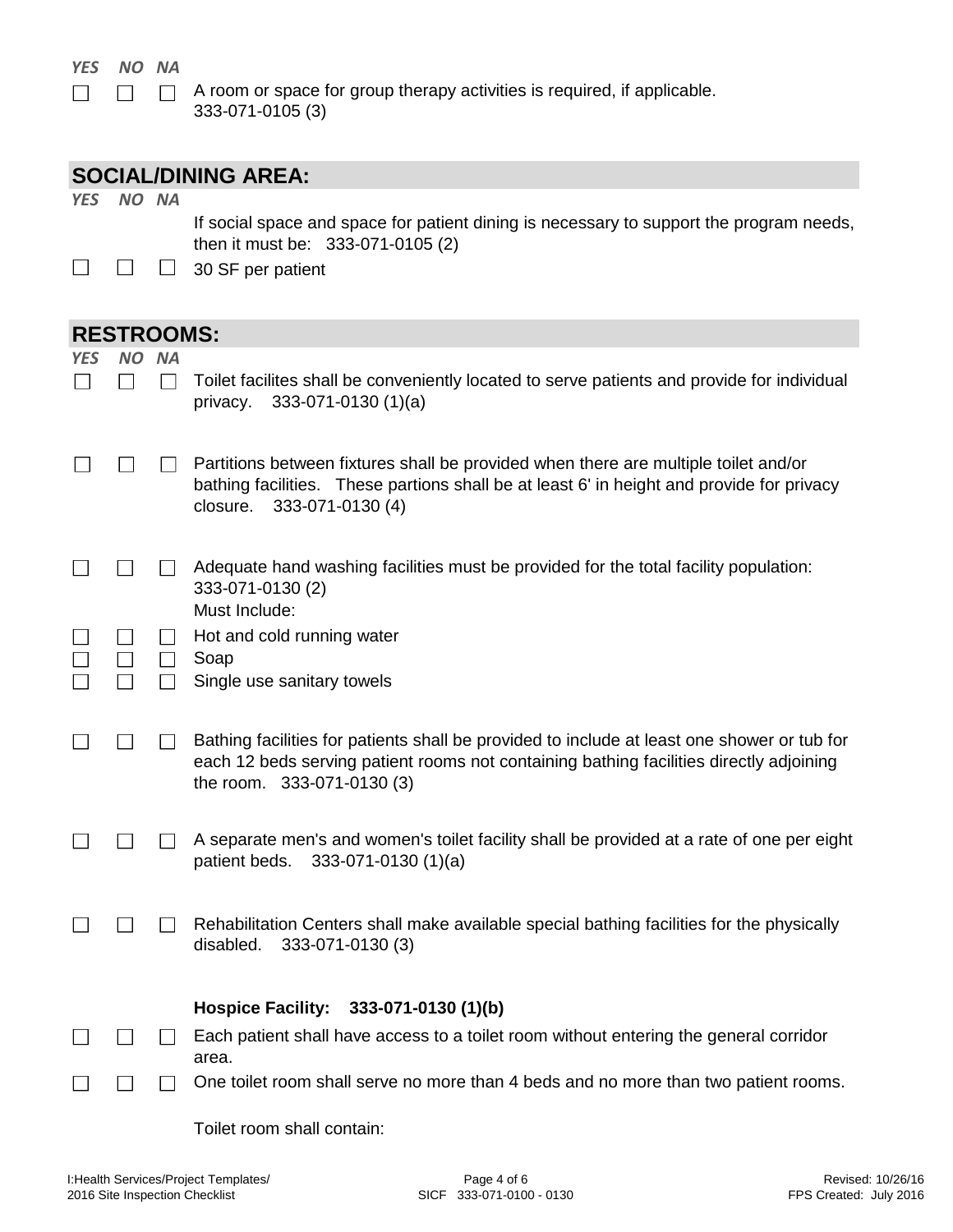| YES | NO | NA | |
|---|---|---|---|
| ☐ | ☐ | ☐ | A room or space for group therapy activities is required, if applicable. 333-071-0105 (3) |

## SOCIAL/DINING AREA:

| YES | NO | NA | |
|---|---|---|---|
| | | | If social space and space for patient dining is necessary to support the program needs, then it must be: 333-071-0105 (2) |
| ☐ | ☐ | ☐ | 30 SF per patient |

## RESTROOMS:

| YES | NO | NA | |
|---|---|---|---|
| ☐ | ☐ | ☐ | Toilet facilites shall be conveniently located to serve patients and provide for individual privacy. 333-071-0130 (1)(a) |
| ☐ | ☐ | ☐ | Partitions between fixtures shall be provided when there are multiple toilet and/or bathing facilities. These partions shall be at least 6' in height and provide for privacy closure. 333-071-0130 (4) |
| ☐ | ☐ | ☐ | Adequate hand washing facilities must be provided for the total facility population: 333-071-0130 (2) Must Include: |
| ☐ | ☐ | ☐ | Hot and cold running water |
| ☐ | ☐ | ☐ | Soap |
| ☐ | ☐ | ☐ | Single use sanitary towels |
| ☐ | ☐ | ☐ | Bathing facilities for patients shall be provided to include at least one shower or tub for each 12 beds serving patient rooms not containing bathing facilities directly adjoining the room. 333-071-0130 (3) |
| ☐ | ☐ | ☐ | A separate men's and women's toilet facility shall be provided at a rate of one per eight patient beds. 333-071-0130 (1)(a) |
| ☐ | ☐ | ☐ | Rehabilitation Centers shall make available special bathing facilities for the physically disabled. 333-071-0130 (3) |
| | | | **Hospice Facility: 333-071-0130 (1)(b)** |
| ☐ | ☐ | ☐ | Each patient shall have access to a toilet room without entering the general corridor area. |
| ☐ | ☐ | ☐ | One toilet room shall serve no more than 4 beds and no more than two patient rooms. |
| | | | Toilet room shall contain: |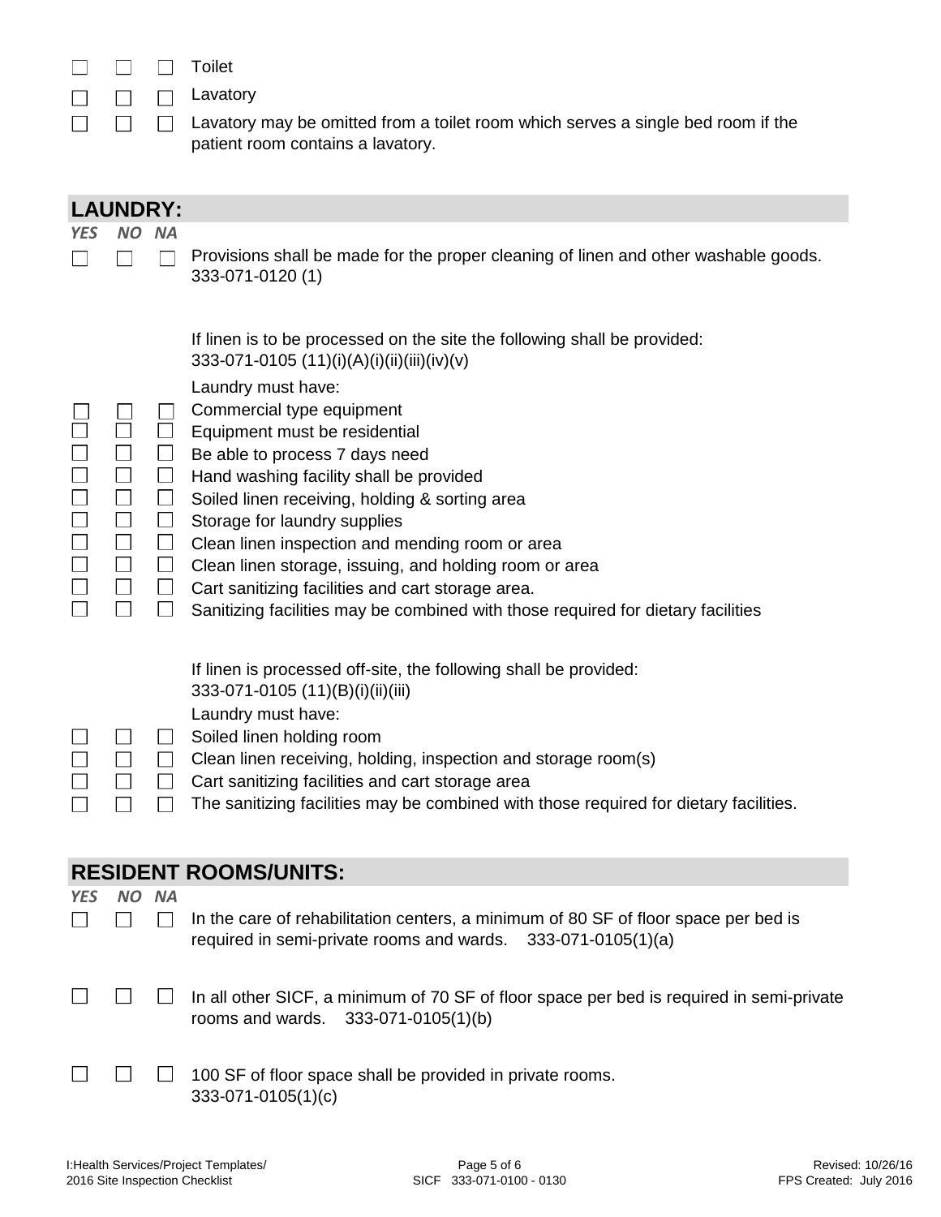| | | | |
|---|---|---|---|
| ☐ | ☐ | ☐ | Toilet |
| ☐ | ☐ | ☐ | Lavatory |
| ☐ | ☐ | ☐ | Lavatory may be omitted from a toilet room which serves a single bed room if the patient room contains a lavatory. |

## LAUNDRY:

| *YES* | *NO* | *NA* | |
|---|---|---|---|
| ☐ | ☐ | ☐ | Provisions shall be made for the proper cleaning of linen and other washable goods. 333-071-0120 (1) |
| | | | If linen is to be processed on the site the following shall be provided: 333-071-0105 (11)(i)(A)(i)(ii)(iii)(iv)(v) |
| | | | Laundry must have: |
| ☐ | ☐ | ☐ | Commercial type equipment |
| ☐ | ☐ | ☐ | Equipment must be residential |
| ☐ | ☐ | ☐ | Be able to process 7 days need |
| ☐ | ☐ | ☐ | Hand washing facility shall be provided |
| ☐ | ☐ | ☐ | Soiled linen receiving, holding & sorting area |
| ☐ | ☐ | ☐ | Storage for laundry supplies |
| ☐ | ☐ | ☐ | Clean linen inspection and mending room or area |
| ☐ | ☐ | ☐ | Clean linen storage, issuing, and holding room or area |
| ☐ | ☐ | ☐ | Cart sanitizing facilities and cart storage area. |
| ☐ | ☐ | ☐ | Sanitizing facilities may be combined with those required for dietary facilities |
| | | | If linen is processed off-site, the following shall be provided: 333-071-0105 (11)(B)(i)(ii)(iii) |
| | | | Laundry must have: |
| ☐ | ☐ | ☐ | Soiled linen holding room |
| ☐ | ☐ | ☐ | Clean linen receiving, holding, inspection and storage room(s) |
| ☐ | ☐ | ☐ | Cart sanitizing facilities and cart storage area |
| ☐ | ☐ | ☐ | The sanitizing facilities may be combined with those required for dietary facilities. |

## RESIDENT ROOMS/UNITS:

| *YES* | *NO* | *NA* | |
|---|---|---|---|
| ☐ | ☐ | ☐ | In the care of rehabilitation centers, a minimum of 80 SF of floor space per bed is required in semi-private rooms and wards. 333-071-0105(1)(a) |
| ☐ | ☐ | ☐ | In all other SICF, a minimum of 70 SF of floor space per bed is required in semi-private rooms and wards. 333-071-0105(1)(b) |
| ☐ | ☐ | ☐ | 100 SF of floor space shall be provided in private rooms. 333-071-0105(1)(c) |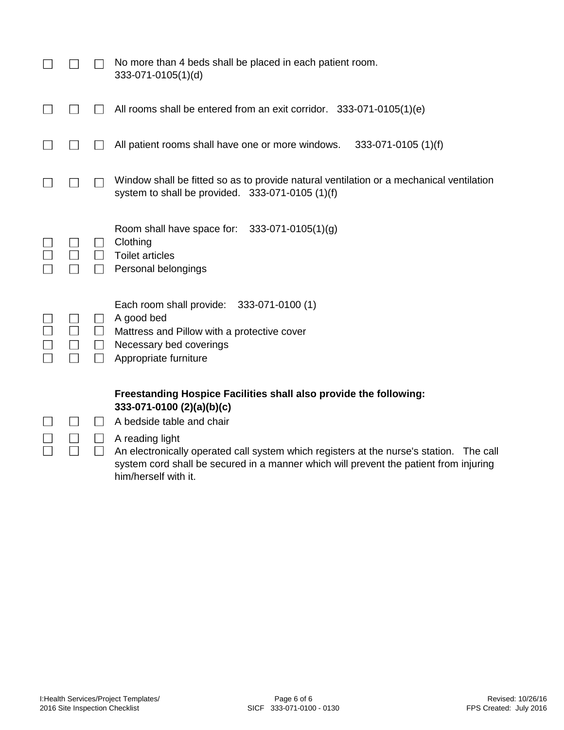| | | | |
|---|---|---|---|
| ☐ | ☐ | ☐ | No more than 4 beds shall be placed in each patient room. 333-071-0105(1)(d) |
| ☐ | ☐ | ☐ | All rooms shall be entered from an exit corridor. 333-071-0105(1)(e) |
| ☐ | ☐ | ☐ | All patient rooms shall have one or more windows. 333-071-0105 (1)(f) |
| ☐ | ☐ | ☐ | Window shall be fitted so as to provide natural ventilation or a mechanical ventilation system to shall be provided. 333-071-0105 (1)(f) |
| | | | Room shall have space for: 333-071-0105(1)(g) |
| ☐ | ☐ | ☐ | Clothing |
| ☐ | ☐ | ☐ | Toilet articles |
| ☐ | ☐ | ☐ | Personal belongings |
| | | | Each room shall provide: 333-071-0100 (1) |
| ☐ | ☐ | ☐ | A good bed |
| ☐ | ☐ | ☐ | Mattress and Pillow with a protective cover |
| ☐ | ☐ | ☐ | Necessary bed coverings |
| ☐ | ☐ | ☐ | Appropriate furniture |
| | | | **Freestanding Hospice Facilities shall also provide the following: 333-071-0100 (2)(a)(b)(c)** |
| ☐ | ☐ | ☐ | A bedside table and chair |
| ☐ | ☐ | ☐ | A reading light |
| ☐ | ☐ | ☐ | An electronically operated call system which registers at the nurse's station. The call system cord shall be secured in a manner which will prevent the patient from injuring him/herself with it. |

I:Health Services/Project Templates/
2016 Site Inspection Checklist

SICF 333-071-0100 - 0130

Revised: 10/26/16
FPS Created: July 2016